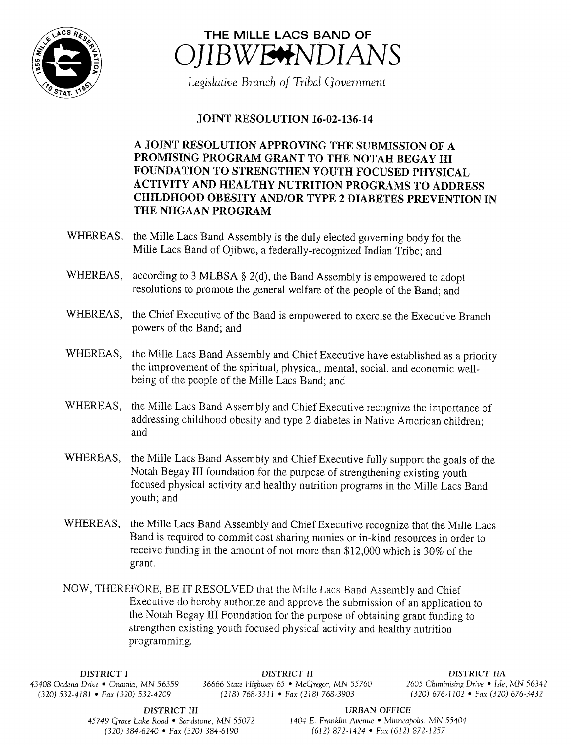# THE MILLE LACS BAND OF OJIBWE INDIANS

*Legislative Branch of Tribal Government*

## JOINT RESOLUTION 16-02-136-14

### A JOINT RESOLUTION APPROVING THE SUBMISSION OF A PROMISING PROGRAM GRANT TO THE NOTAH BEGAY III FOUNDATION TO STRENGTHEN YOUTH FOCUSED PHYSICAL ACTIVITY AND HEALTHY NUTRITION PROGRAMS TO ADDRESS CHILDHOOD OBESITY AND/OR TYPE 2 DIABETES PREVENTION IN THE NIIGAAN PROGRAM

WHEREAS, the Mille Lacs Band Assembly is the duly elected governing body for the Mille Lacs Band of Ojibwe, a federally-recognized Indian Tribe; and

WHEREAS, according to 3 MLBSA § 2(d), the Band Assembly is empowered to adopt resolutions to promote the general welfare of the people of the Band; and

WHEREAS, the Chief Executive of the Band is empowered to exercise the Executive Branch powers of the Band; and

WHEREAS, the Mille Lacs Band Assembly and Chief Executive have established as a priority the improvement of the spiritual, physical, mental, social, and economic well-being of the people of the Mille Lacs Band; and

WHEREAS, the Mille Lacs Band Assembly and Chief Executive recognize the importance of addressing childhood obesity and type 2 diabetes in Native American children; and

WHEREAS, the Mille Lacs Band Assembly and Chief Executive fully support the goals of the Notah Begay III foundation for the purpose of strengthening existing youth focused physical activity and healthy nutrition programs in the Mille Lacs Band youth; and

WHEREAS, the Mille Lacs Band Assembly and Chief Executive recognize that the Mille Lacs Band is required to commit cost sharing monies or in-kind resources in order to receive funding in the amount of not more than $12,000 which is 30% of the grant.

NOW, THEREFORE, BE IT RESOLVED that the Mille Lacs Band Assembly and Chief Executive do hereby authorize and approve the submission of an application to the Notah Begay III Foundation for the purpose of obtaining grant funding to strengthen existing youth focused physical activity and healthy nutrition programming.

DISTRICT I
43408 Oodena Drive • Onamia, MN 56359
(320) 532-4181 • Fax (320) 532-4209

DISTRICT II
36666 State Highway 65 • McGregor, MN 55760
(218) 768-3311 • Fax (218) 768-3903

DISTRICT IIA
2605 Chiminising Drive • Isle, MN 56342
(320) 676-1102 • Fax (320) 676-3432

DISTRICT III
45749 Grace Lake Road • Sandstone, MN 55072
(320) 384-6240 • Fax (320) 384-6190

URBAN OFFICE
1404 E. Franklin Avenue • Minneapolis, MN 55404
(612) 872-1424 • Fax (612) 872-1257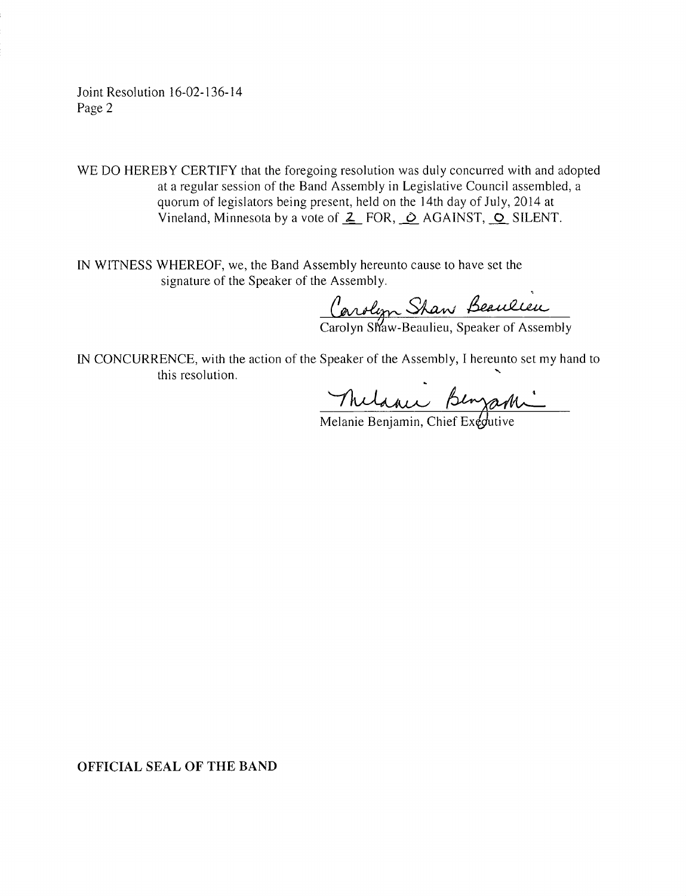Joint Resolution 16-02-136-14
Page 2

WE DO HEREBY CERTIFY that the foregoing resolution was duly concurred with and adopted at a regular session of the Band Assembly in Legislative Council assembled, a quorum of legislators being present, held on the 14th day of July, 2014 at Vineland, Minnesota by a vote of 2 FOR, 0 AGAINST, 0 SILENT.

IN WITNESS WHEREOF, we, the Band Assembly hereunto cause to have set the signature of the Speaker of the Assembly.

Carolyn Shaw Beaulieu

Carolyn Shaw-Beaulieu, Speaker of Assembly

IN CONCURRENCE, with the action of the Speaker of the Assembly, I hereunto set my hand to this resolution.

Melanie Benjamin

Melanie Benjamin, Chief Executive

**OFFICIAL SEAL OF THE BAND**